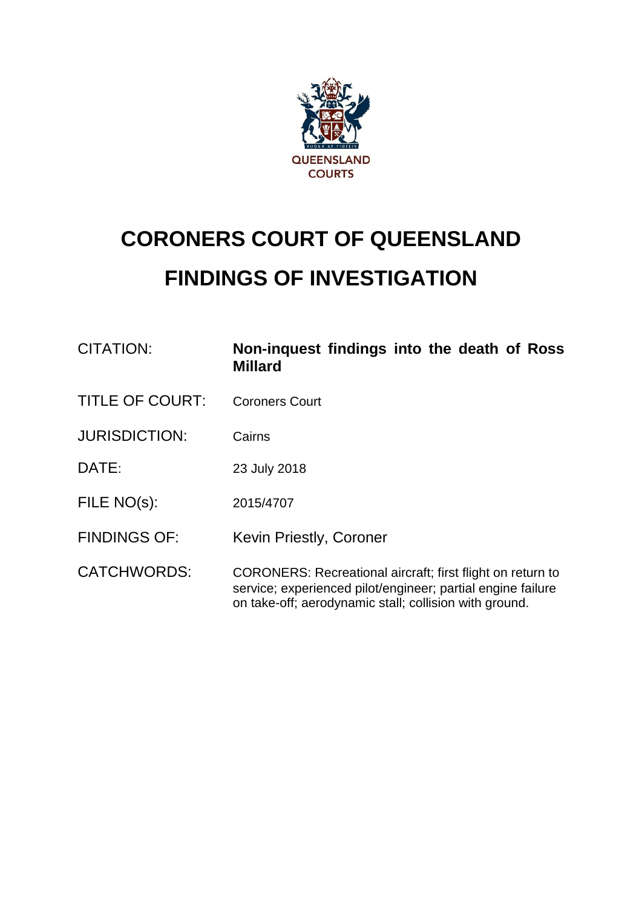QUEENSLAND COURTS

# CORONERS COURT OF QUEENSLAND

# FINDINGS OF INVESTIGATION

| | |
|---|---|
| CITATION: | **Non-inquest findings into the death of Ross Millard** |
| TITLE OF COURT: | Coroners Court |
| JURISDICTION: | Cairns |
| DATE: | 23 July 2018 |
| FILE NO(s): | 2015/4707 |
| FINDINGS OF: | Kevin Priestly, Coroner |
| CATCHWORDS: | CORONERS: Recreational aircraft; first flight on return to service; experienced pilot/engineer; partial engine failure on take-off; aerodynamic stall; collision with ground. |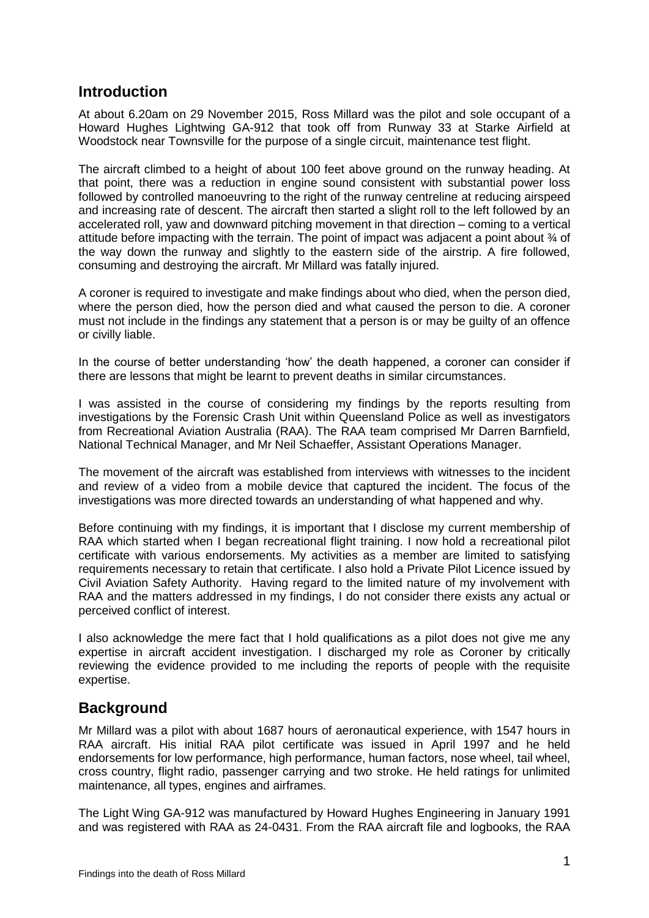## Introduction

At about 6.20am on 29 November 2015, Ross Millard was the pilot and sole occupant of a Howard Hughes Lightwing GA-912 that took off from Runway 33 at Starke Airfield at Woodstock near Townsville for the purpose of a single circuit, maintenance test flight.

The aircraft climbed to a height of about 100 feet above ground on the runway heading. At that point, there was a reduction in engine sound consistent with substantial power loss followed by controlled manoeuvring to the right of the runway centreline at reducing airspeed and increasing rate of descent. The aircraft then started a slight roll to the left followed by an accelerated roll, yaw and downward pitching movement in that direction – coming to a vertical attitude before impacting with the terrain. The point of impact was adjacent a point about ¾ of the way down the runway and slightly to the eastern side of the airstrip. A fire followed, consuming and destroying the aircraft. Mr Millard was fatally injured.

A coroner is required to investigate and make findings about who died, when the person died, where the person died, how the person died and what caused the person to die. A coroner must not include in the findings any statement that a person is or may be guilty of an offence or civilly liable.

In the course of better understanding 'how' the death happened, a coroner can consider if there are lessons that might be learnt to prevent deaths in similar circumstances.

I was assisted in the course of considering my findings by the reports resulting from investigations by the Forensic Crash Unit within Queensland Police as well as investigators from Recreational Aviation Australia (RAA). The RAA team comprised Mr Darren Barnfield, National Technical Manager, and Mr Neil Schaeffer, Assistant Operations Manager.

The movement of the aircraft was established from interviews with witnesses to the incident and review of a video from a mobile device that captured the incident. The focus of the investigations was more directed towards an understanding of what happened and why.

Before continuing with my findings, it is important that I disclose my current membership of RAA which started when I began recreational flight training. I now hold a recreational pilot certificate with various endorsements. My activities as a member are limited to satisfying requirements necessary to retain that certificate. I also hold a Private Pilot Licence issued by Civil Aviation Safety Authority. Having regard to the limited nature of my involvement with RAA and the matters addressed in my findings, I do not consider there exists any actual or perceived conflict of interest.

I also acknowledge the mere fact that I hold qualifications as a pilot does not give me any expertise in aircraft accident investigation. I discharged my role as Coroner by critically reviewing the evidence provided to me including the reports of people with the requisite expertise.

## Background

Mr Millard was a pilot with about 1687 hours of aeronautical experience, with 1547 hours in RAA aircraft. His initial RAA pilot certificate was issued in April 1997 and he held endorsements for low performance, high performance, human factors, nose wheel, tail wheel, cross country, flight radio, passenger carrying and two stroke. He held ratings for unlimited maintenance, all types, engines and airframes.

The Light Wing GA-912 was manufactured by Howard Hughes Engineering in January 1991 and was registered with RAA as 24-0431. From the RAA aircraft file and logbooks, the RAA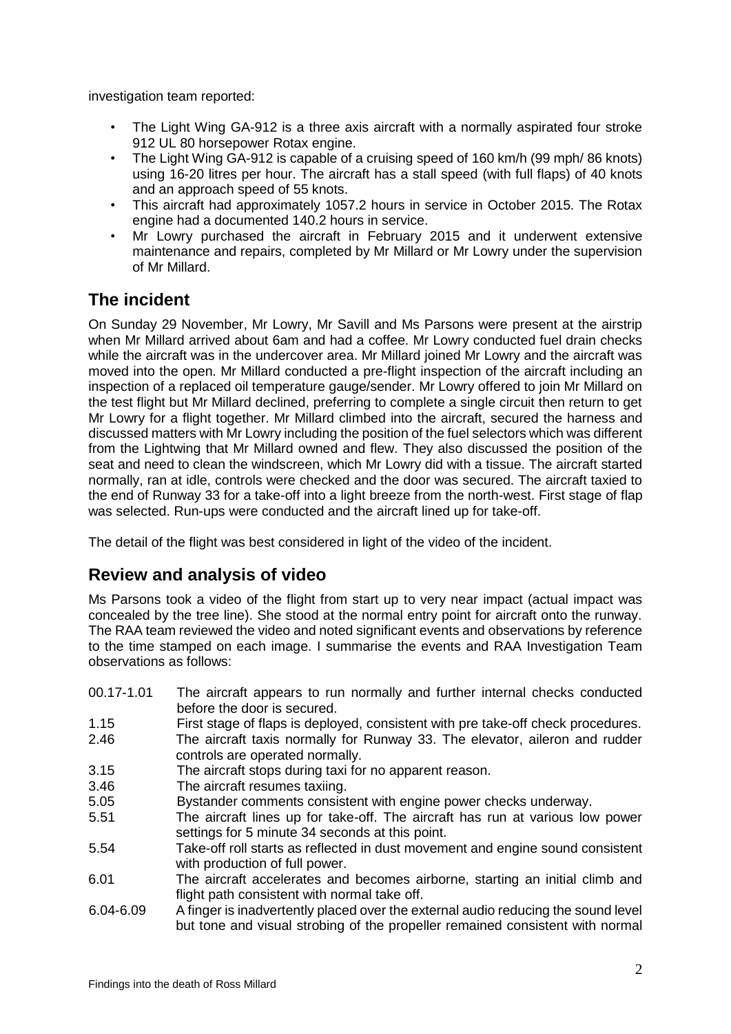investigation team reported:

- The Light Wing GA-912 is a three axis aircraft with a normally aspirated four stroke 912 UL 80 horsepower Rotax engine.
- The Light Wing GA-912 is capable of a cruising speed of 160 km/h (99 mph/ 86 knots) using 16-20 litres per hour. The aircraft has a stall speed (with full flaps) of 40 knots and an approach speed of 55 knots.
- This aircraft had approximately 1057.2 hours in service in October 2015. The Rotax engine had a documented 140.2 hours in service.
- Mr Lowry purchased the aircraft in February 2015 and it underwent extensive maintenance and repairs, completed by Mr Millard or Mr Lowry under the supervision of Mr Millard.

## The incident

On Sunday 29 November, Mr Lowry, Mr Savill and Ms Parsons were present at the airstrip when Mr Millard arrived about 6am and had a coffee. Mr Lowry conducted fuel drain checks while the aircraft was in the undercover area. Mr Millard joined Mr Lowry and the aircraft was moved into the open. Mr Millard conducted a pre-flight inspection of the aircraft including an inspection of a replaced oil temperature gauge/sender. Mr Lowry offered to join Mr Millard on the test flight but Mr Millard declined, preferring to complete a single circuit then return to get Mr Lowry for a flight together. Mr Millard climbed into the aircraft, secured the harness and discussed matters with Mr Lowry including the position of the fuel selectors which was different from the Lightwing that Mr Millard owned and flew. They also discussed the position of the seat and need to clean the windscreen, which Mr Lowry did with a tissue. The aircraft started normally, ran at idle, controls were checked and the door was secured. The aircraft taxied to the end of Runway 33 for a take-off into a light breeze from the north-west. First stage of flap was selected. Run-ups were conducted and the aircraft lined up for take-off.

The detail of the flight was best considered in light of the video of the incident.

## Review and analysis of video

Ms Parsons took a video of the flight from start up to very near impact (actual impact was concealed by the tree line). She stood at the normal entry point for aircraft onto the runway. The RAA team reviewed the video and noted significant events and observations by reference to the time stamped on each image. I summarise the events and RAA Investigation Team observations as follows:

| | |
|---|---|
| 00.17-1.01 | The aircraft appears to run normally and further internal checks conducted before the door is secured. |
| 1.15 | First stage of flaps is deployed, consistent with pre take-off check procedures. |
| 2.46 | The aircraft taxis normally for Runway 33. The elevator, aileron and rudder controls are operated normally. |
| 3.15 | The aircraft stops during taxi for no apparent reason. |
| 3.46 | The aircraft resumes taxiing. |
| 5.05 | Bystander comments consistent with engine power checks underway. |
| 5.51 | The aircraft lines up for take-off. The aircraft has run at various low power settings for 5 minute 34 seconds at this point. |
| 5.54 | Take-off roll starts as reflected in dust movement and engine sound consistent with production of full power. |
| 6.01 | The aircraft accelerates and becomes airborne, starting an initial climb and flight path consistent with normal take off. |
| 6.04-6.09 | A finger is inadvertently placed over the external audio reducing the sound level but tone and visual strobing of the propeller remained consistent with normal |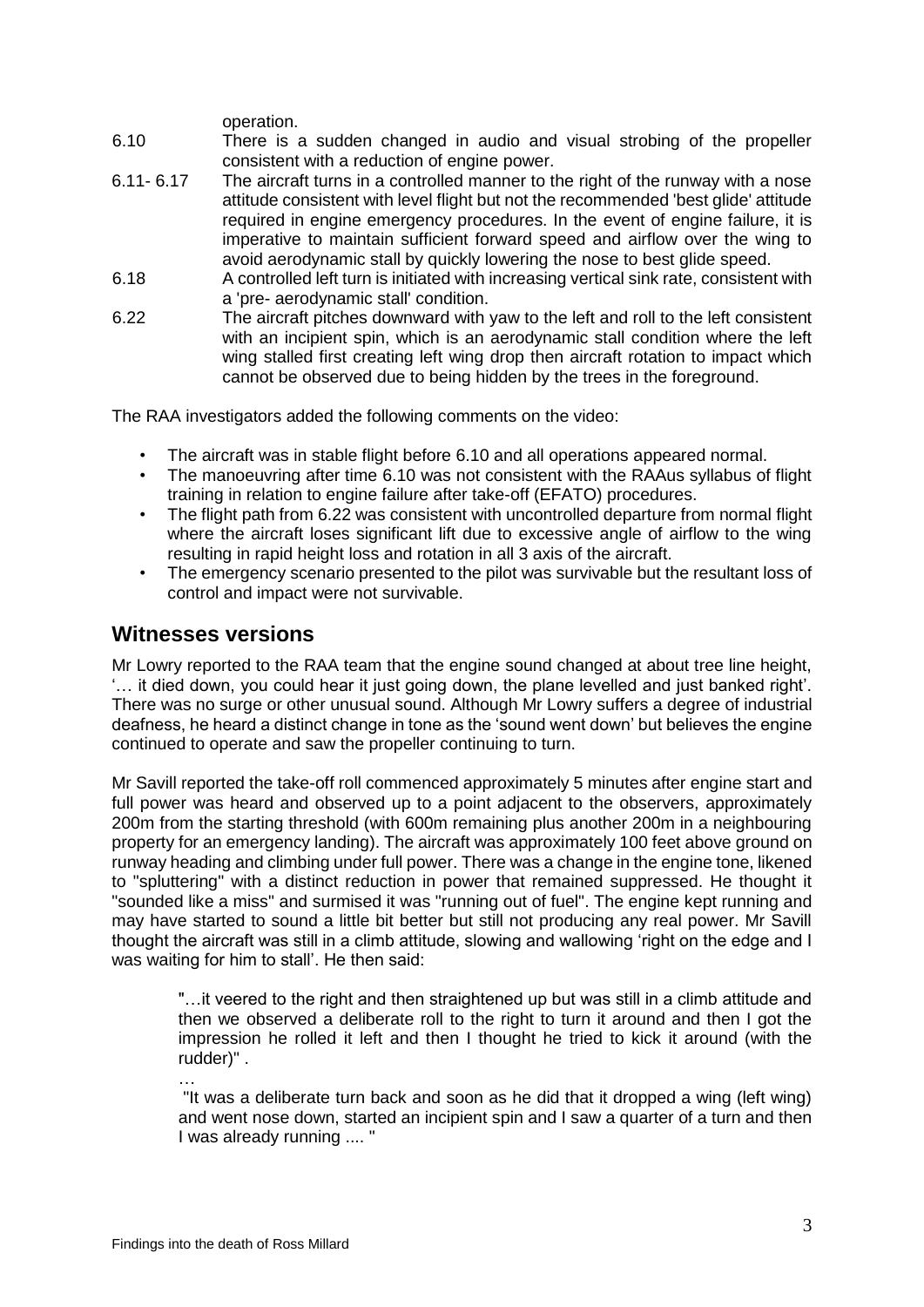operation.

| | |
|---|---|
| 6.10 | There is a sudden changed in audio and visual strobing of the propeller consistent with a reduction of engine power. |
| 6.11- 6.17 | The aircraft turns in a controlled manner to the right of the runway with a nose attitude consistent with level flight but not the recommended 'best glide' attitude required in engine emergency procedures. In the event of engine failure, it is imperative to maintain sufficient forward speed and airflow over the wing to avoid aerodynamic stall by quickly lowering the nose to best glide speed. |
| 6.18 | A controlled left turn is initiated with increasing vertical sink rate, consistent with a 'pre- aerodynamic stall' condition. |
| 6.22 | The aircraft pitches downward with yaw to the left and roll to the left consistent with an incipient spin, which is an aerodynamic stall condition where the left wing stalled first creating left wing drop then aircraft rotation to impact which cannot be observed due to being hidden by the trees in the foreground. |

The RAA investigators added the following comments on the video:

- The aircraft was in stable flight before 6.10 and all operations appeared normal.
- The manoeuvring after time 6.10 was not consistent with the RAAus syllabus of flight training in relation to engine failure after take-off (EFATO) procedures.
- The flight path from 6.22 was consistent with uncontrolled departure from normal flight where the aircraft loses significant lift due to excessive angle of airflow to the wing resulting in rapid height loss and rotation in all 3 axis of the aircraft.
- The emergency scenario presented to the pilot was survivable but the resultant loss of control and impact were not survivable.

## Witnesses versions

Mr Lowry reported to the RAA team that the engine sound changed at about tree line height, '… it died down, you could hear it just going down, the plane levelled and just banked right'. There was no surge or other unusual sound. Although Mr Lowry suffers a degree of industrial deafness, he heard a distinct change in tone as the 'sound went down' but believes the engine continued to operate and saw the propeller continuing to turn.

Mr Savill reported the take-off roll commenced approximately 5 minutes after engine start and full power was heard and observed up to a point adjacent to the observers, approximately 200m from the starting threshold (with 600m remaining plus another 200m in a neighbouring property for an emergency landing). The aircraft was approximately 100 feet above ground on runway heading and climbing under full power. There was a change in the engine tone, likened to "spluttering" with a distinct reduction in power that remained suppressed. He thought it "sounded like a miss" and surmised it was "running out of fuel". The engine kept running and may have started to sound a little bit better but still not producing any real power. Mr Savill thought the aircraft was still in a climb attitude, slowing and wallowing 'right on the edge and I was waiting for him to stall'. He then said:

> "…it veered to the right and then straightened up but was still in a climb attitude and then we observed a deliberate roll to the right to turn it around and then I got the impression he rolled it left and then I thought he tried to kick it around (with the rudder)" .
>
> …
>
> "It was a deliberate turn back and soon as he did that it dropped a wing (left wing) and went nose down, started an incipient spin and I saw a quarter of a turn and then I was already running .... "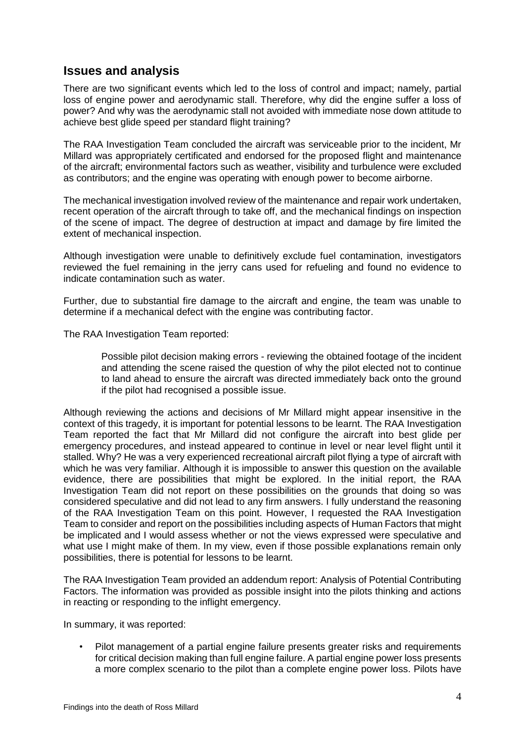## Issues and analysis

There are two significant events which led to the loss of control and impact; namely, partial loss of engine power and aerodynamic stall. Therefore, why did the engine suffer a loss of power? And why was the aerodynamic stall not avoided with immediate nose down attitude to achieve best glide speed per standard flight training?

The RAA Investigation Team concluded the aircraft was serviceable prior to the incident, Mr Millard was appropriately certificated and endorsed for the proposed flight and maintenance of the aircraft; environmental factors such as weather, visibility and turbulence were excluded as contributors; and the engine was operating with enough power to become airborne.

The mechanical investigation involved review of the maintenance and repair work undertaken, recent operation of the aircraft through to take off, and the mechanical findings on inspection of the scene of impact. The degree of destruction at impact and damage by fire limited the extent of mechanical inspection.

Although investigation were unable to definitively exclude fuel contamination, investigators reviewed the fuel remaining in the jerry cans used for refueling and found no evidence to indicate contamination such as water.

Further, due to substantial fire damage to the aircraft and engine, the team was unable to determine if a mechanical defect with the engine was contributing factor.

The RAA Investigation Team reported:

> Possible pilot decision making errors - reviewing the obtained footage of the incident and attending the scene raised the question of why the pilot elected not to continue to land ahead to ensure the aircraft was directed immediately back onto the ground if the pilot had recognised a possible issue.

Although reviewing the actions and decisions of Mr Millard might appear insensitive in the context of this tragedy, it is important for potential lessons to be learnt. The RAA Investigation Team reported the fact that Mr Millard did not configure the aircraft into best glide per emergency procedures, and instead appeared to continue in level or near level flight until it stalled. Why? He was a very experienced recreational aircraft pilot flying a type of aircraft with which he was very familiar. Although it is impossible to answer this question on the available evidence, there are possibilities that might be explored. In the initial report, the RAA Investigation Team did not report on these possibilities on the grounds that doing so was considered speculative and did not lead to any firm answers. I fully understand the reasoning of the RAA Investigation Team on this point. However, I requested the RAA Investigation Team to consider and report on the possibilities including aspects of Human Factors that might be implicated and I would assess whether or not the views expressed were speculative and what use I might make of them. In my view, even if those possible explanations remain only possibilities, there is potential for lessons to be learnt.

The RAA Investigation Team provided an addendum report: Analysis of Potential Contributing Factors. The information was provided as possible insight into the pilots thinking and actions in reacting or responding to the inflight emergency.

In summary, it was reported:

- Pilot management of a partial engine failure presents greater risks and requirements for critical decision making than full engine failure. A partial engine power loss presents a more complex scenario to the pilot than a complete engine power loss. Pilots have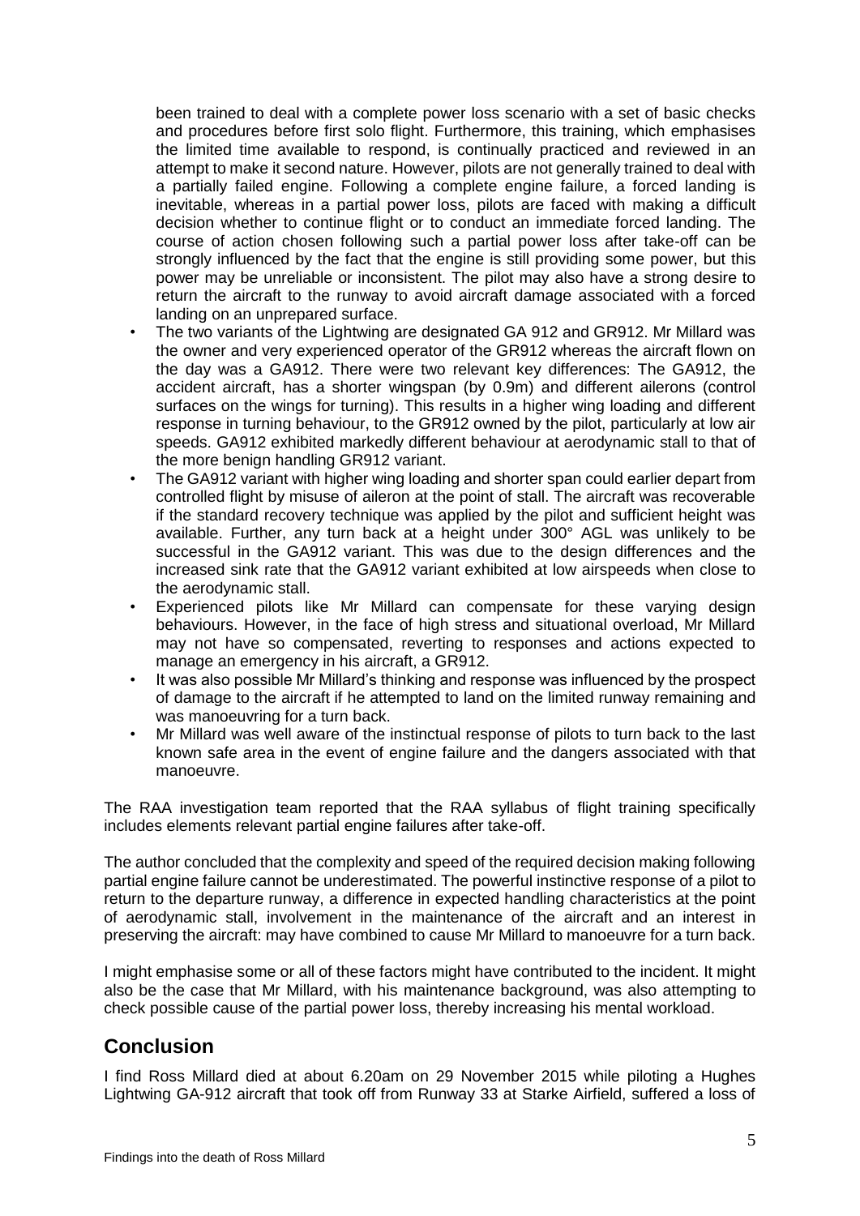been trained to deal with a complete power loss scenario with a set of basic checks and procedures before first solo flight. Furthermore, this training, which emphasises the limited time available to respond, is continually practiced and reviewed in an attempt to make it second nature. However, pilots are not generally trained to deal with a partially failed engine. Following a complete engine failure, a forced landing is inevitable, whereas in a partial power loss, pilots are faced with making a difficult decision whether to continue flight or to conduct an immediate forced landing. The course of action chosen following such a partial power loss after take-off can be strongly influenced by the fact that the engine is still providing some power, but this power may be unreliable or inconsistent. The pilot may also have a strong desire to return the aircraft to the runway to avoid aircraft damage associated with a forced landing on an unprepared surface.

- The two variants of the Lightwing are designated GA 912 and GR912. Mr Millard was the owner and very experienced operator of the GR912 whereas the aircraft flown on the day was a GA912. There were two relevant key differences: The GA912, the accident aircraft, has a shorter wingspan (by 0.9m) and different ailerons (control surfaces on the wings for turning). This results in a higher wing loading and different response in turning behaviour, to the GR912 owned by the pilot, particularly at low air speeds. GA912 exhibited markedly different behaviour at aerodynamic stall to that of the more benign handling GR912 variant.
- The GA912 variant with higher wing loading and shorter span could earlier depart from controlled flight by misuse of aileron at the point of stall. The aircraft was recoverable if the standard recovery technique was applied by the pilot and sufficient height was available. Further, any turn back at a height under 300° AGL was unlikely to be successful in the GA912 variant. This was due to the design differences and the increased sink rate that the GA912 variant exhibited at low airspeeds when close to the aerodynamic stall.
- Experienced pilots like Mr Millard can compensate for these varying design behaviours. However, in the face of high stress and situational overload, Mr Millard may not have so compensated, reverting to responses and actions expected to manage an emergency in his aircraft, a GR912.
- It was also possible Mr Millard's thinking and response was influenced by the prospect of damage to the aircraft if he attempted to land on the limited runway remaining and was manoeuvring for a turn back.
- Mr Millard was well aware of the instinctual response of pilots to turn back to the last known safe area in the event of engine failure and the dangers associated with that manoeuvre.

The RAA investigation team reported that the RAA syllabus of flight training specifically includes elements relevant partial engine failures after take-off.

The author concluded that the complexity and speed of the required decision making following partial engine failure cannot be underestimated. The powerful instinctive response of a pilot to return to the departure runway, a difference in expected handling characteristics at the point of aerodynamic stall, involvement in the maintenance of the aircraft and an interest in preserving the aircraft: may have combined to cause Mr Millard to manoeuvre for a turn back.

I might emphasise some or all of these factors might have contributed to the incident. It might also be the case that Mr Millard, with his maintenance background, was also attempting to check possible cause of the partial power loss, thereby increasing his mental workload.

## Conclusion

I find Ross Millard died at about 6.20am on 29 November 2015 while piloting a Hughes Lightwing GA-912 aircraft that took off from Runway 33 at Starke Airfield, suffered a loss of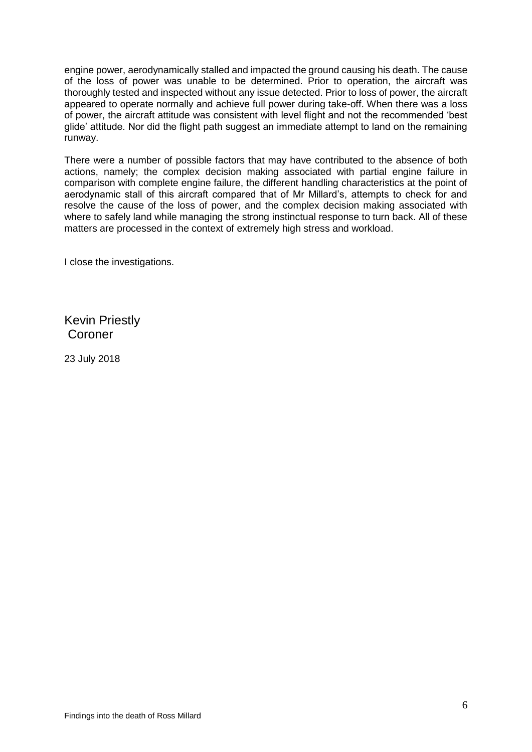engine power, aerodynamically stalled and impacted the ground causing his death. The cause of the loss of power was unable to be determined. Prior to operation, the aircraft was thoroughly tested and inspected without any issue detected. Prior to loss of power, the aircraft appeared to operate normally and achieve full power during take-off. When there was a loss of power, the aircraft attitude was consistent with level flight and not the recommended 'best glide' attitude. Nor did the flight path suggest an immediate attempt to land on the remaining runway.

There were a number of possible factors that may have contributed to the absence of both actions, namely; the complex decision making associated with partial engine failure in comparison with complete engine failure, the different handling characteristics at the point of aerodynamic stall of this aircraft compared that of Mr Millard's, attempts to check for and resolve the cause of the loss of power, and the complex decision making associated with where to safely land while managing the strong instinctual response to turn back. All of these matters are processed in the context of extremely high stress and workload.

I close the investigations.

Kevin Priestly
Coroner

23 July 2018